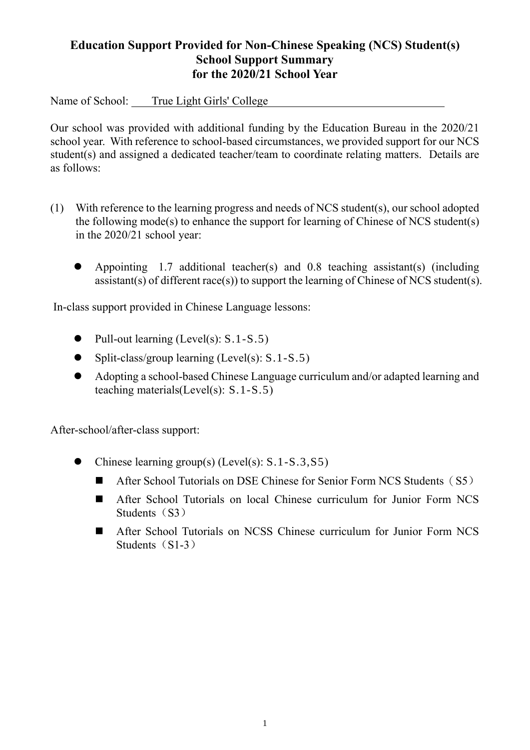# Education Support Provided for Non-Chinese Speaking (NCS) Student(s)
## School Support Summary
## for the 2020/21 School Year

Name of School: True Light Girls' College

Our school was provided with additional funding by the Education Bureau in the 2020/21 school year. With reference to school-based circumstances, we provided support for our NCS student(s) and assigned a dedicated teacher/team to coordinate relating matters. Details are as follows:

(1) With reference to the learning progress and needs of NCS student(s), our school adopted the following mode(s) to enhance the support for learning of Chinese of NCS student(s) in the 2020/21 school year:

- Appointing 1.7 additional teacher(s) and 0.8 teaching assistant(s) (including assistant(s) of different race(s)) to support the learning of Chinese of NCS student(s).

In-class support provided in Chinese Language lessons:

- Pull-out learning (Level(s): S.1-S.5)
- Split-class/group learning (Level(s): S.1-S.5)
- Adopting a school-based Chinese Language curriculum and/or adapted learning and teaching materials(Level(s): S.1-S.5)

After-school/after-class support:

- Chinese learning group(s) (Level(s): S.1-S.3,S5)
  - After School Tutorials on DSE Chinese for Senior Form NCS Students（S5）
  - After School Tutorials on local Chinese curriculum for Junior Form NCS Students（S3）
  - After School Tutorials on NCSS Chinese curriculum for Junior Form NCS Students（S1-3）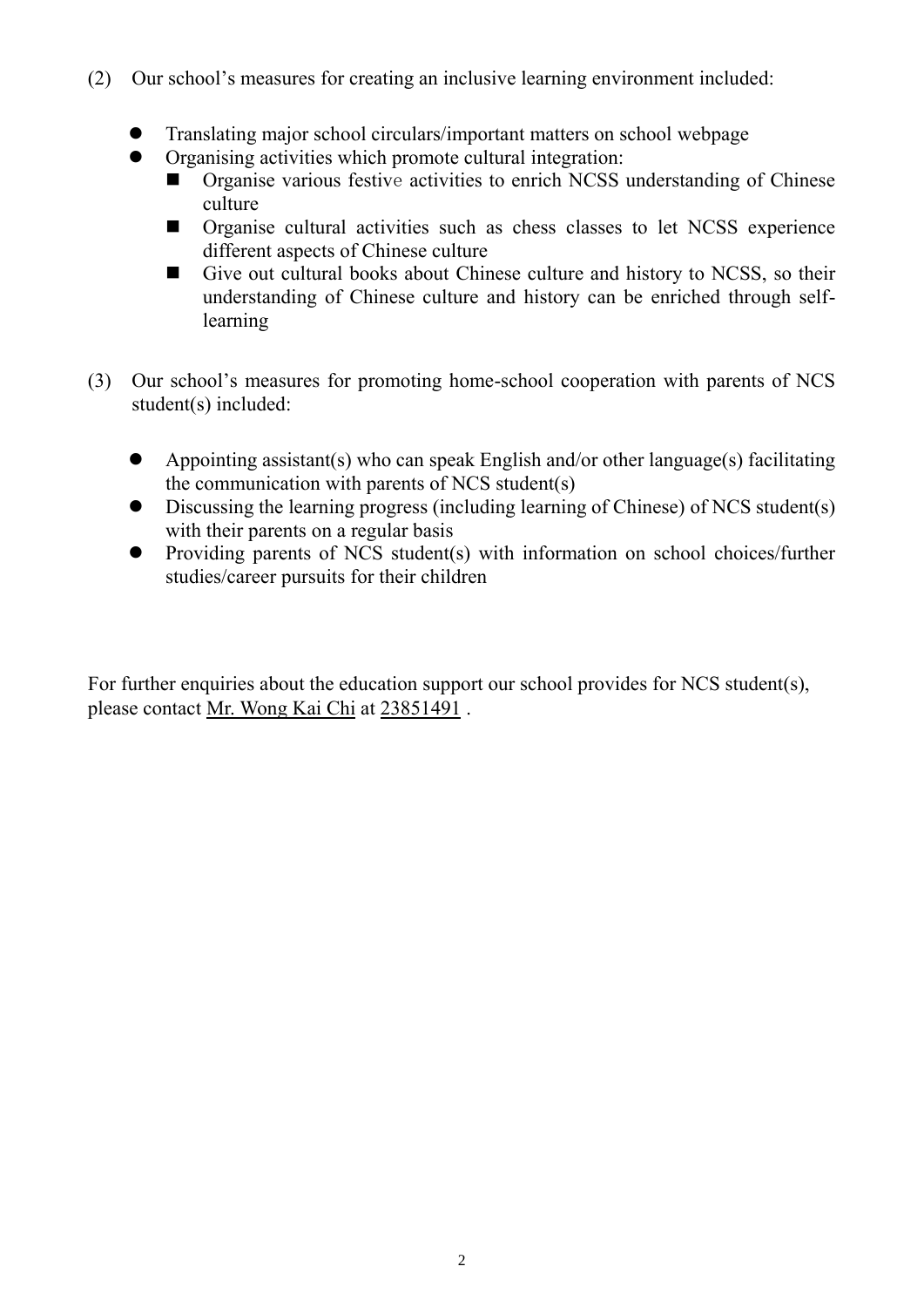(2) Our school's measures for creating an inclusive learning environment included:

- Translating major school circulars/important matters on school webpage
- Organising activities which promote cultural integration:
  - Organise various festive activities to enrich NCSS understanding of Chinese culture
  - Organise cultural activities such as chess classes to let NCSS experience different aspects of Chinese culture
  - Give out cultural books about Chinese culture and history to NCSS, so their understanding of Chinese culture and history can be enriched through self-learning

(3) Our school's measures for promoting home-school cooperation with parents of NCS student(s) included:

- Appointing assistant(s) who can speak English and/or other language(s) facilitating the communication with parents of NCS student(s)
- Discussing the learning progress (including learning of Chinese) of NCS student(s) with their parents on a regular basis
- Providing parents of NCS student(s) with information on school choices/further studies/career pursuits for their children

For further enquiries about the education support our school provides for NCS student(s), please contact Mr. Wong Kai Chi at 23851491 .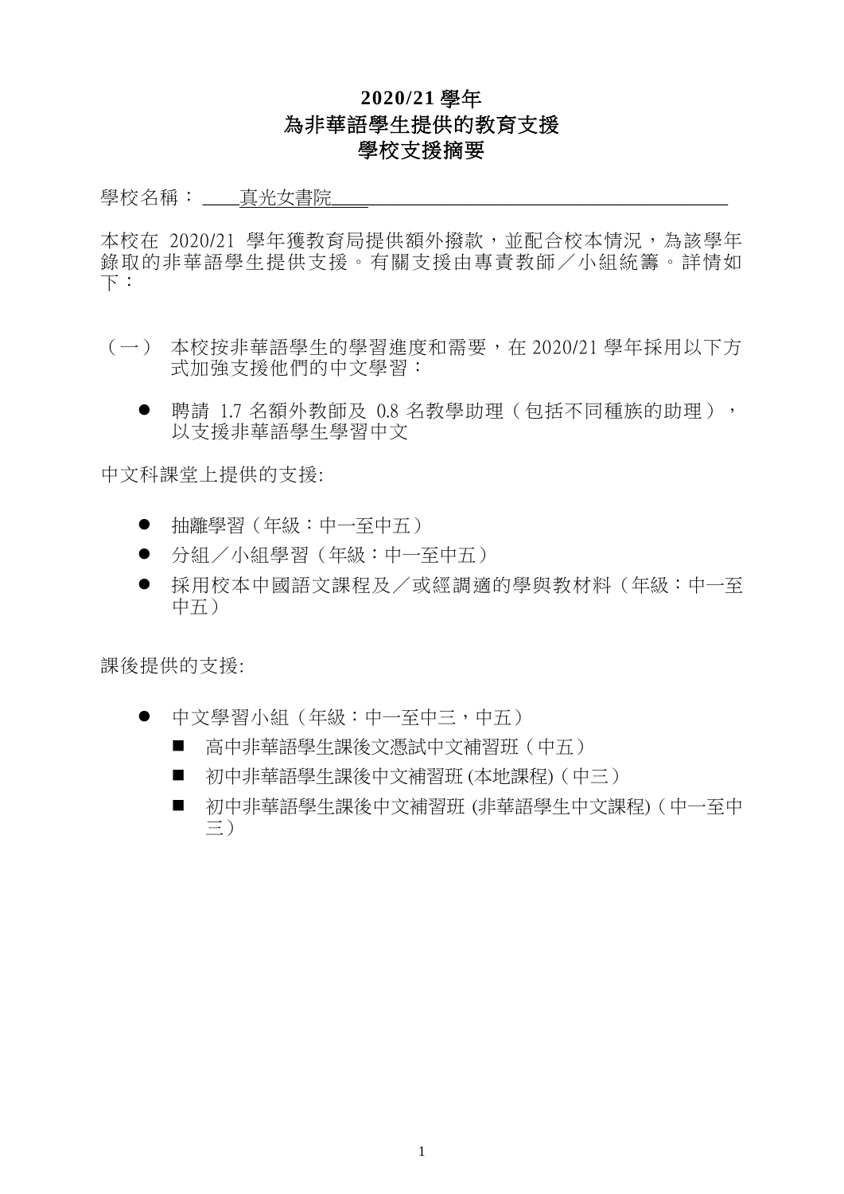# 2020/21 學年
# 為非華語學生提供的教育支援
# 學校支援摘要

學校名稱：真光女書院

本校在 2020/21 學年獲教育局提供額外撥款，並配合校本情況，為該學年錄取的非華語學生提供支援。有關支援由專責教師／小組統籌。詳情如下：

（一） 本校按非華語學生的學習進度和需要，在 2020/21 學年採用以下方式加強支援他們的中文學習：

- 聘請 1.7 名額外教師及 0.8 名教學助理（包括不同種族的助理），以支援非華語學生學習中文

中文科課堂上提供的支援:

- 抽離學習（年級：中一至中五）
- 分組／小組學習（年級：中一至中五）
- 採用校本中國語文課程及／或經調適的學與教材料（年級：中一至中五）

課後提供的支援:

- 中文學習小組（年級：中一至中三，中五）
  - 高中非華語學生課後文憑試中文補習班（中五）
  - 初中非華語學生課後中文補習班 (本地課程)（中三）
  - 初中非華語學生課後中文補習班 (非華語學生中文課程)（中一至中三）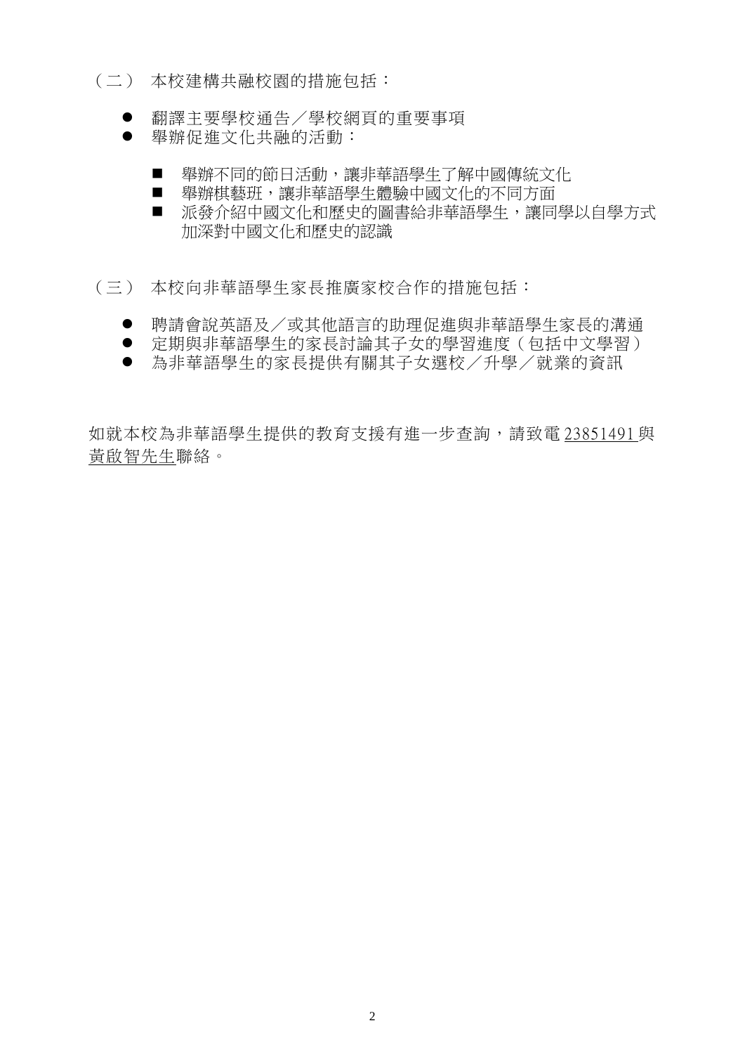（二） 本校建構共融校園的措施包括：

- 翻譯主要學校通告／學校網頁的重要事項
- 舉辦促進文化共融的活動：
  - 舉辦不同的節日活動，讓非華語學生了解中國傳統文化
  - 舉辦棋藝班，讓非華語學生體驗中國文化的不同方面
  - 派發介紹中國文化和歷史的圖書給非華語學生，讓同學以自學方式加深對中國文化和歷史的認識

（三） 本校向非華語學生家長推廣家校合作的措施包括：

- 聘請會說英語及／或其他語言的助理促進與非華語學生家長的溝通
- 定期與非華語學生的家長討論其子女的學習進度（包括中文學習）
- 為非華語學生的家長提供有關其子女選校／升學／就業的資訊

如就本校為非華語學生提供的教育支援有進一步查詢，請致電 23851491 與黃啟智先生聯絡。